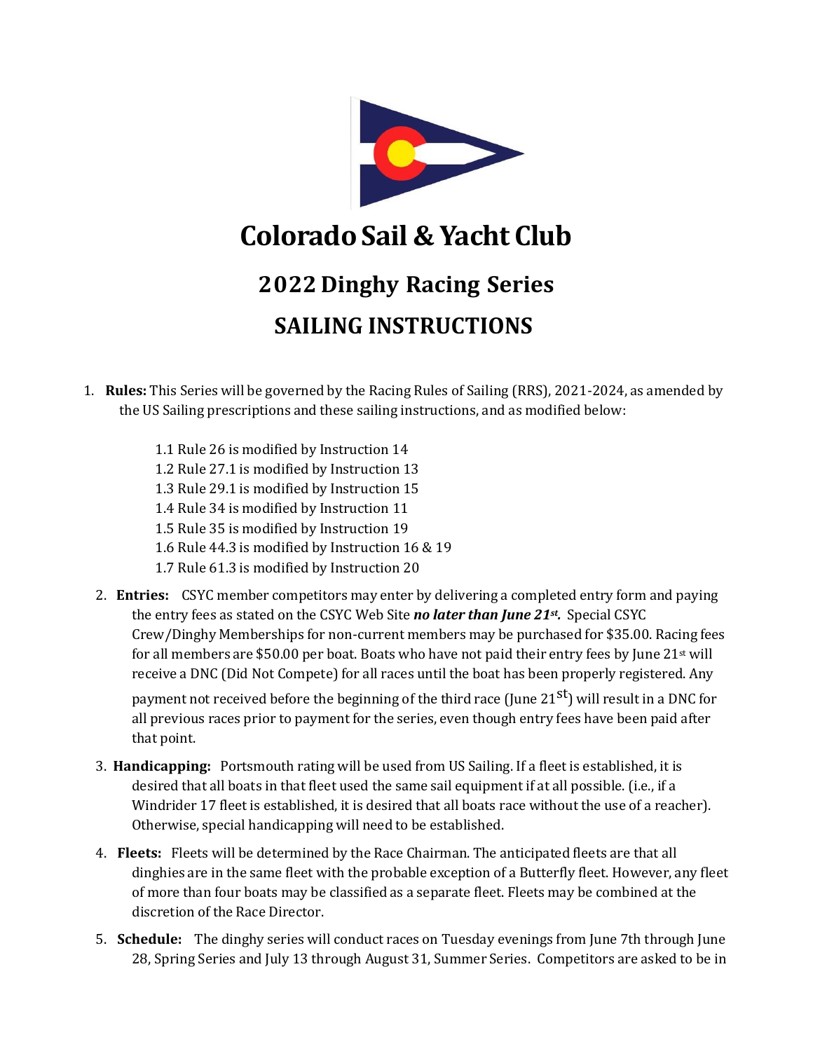# Colorado Sail & Yacht Club

## 2022 Dinghy Racing Series

## SAILING INSTRUCTIONS

1. **Rules:** This Series will be governed by the Racing Rules of Sailing (RRS), 2021-2024, as amended by the US Sailing prescriptions and these sailing instructions, and as modified below:

    1.1 Rule 26 is modified by Instruction 14
    1.2 Rule 27.1 is modified by Instruction 13
    1.3 Rule 29.1 is modified by Instruction 15
    1.4 Rule 34 is modified by Instruction 11
    1.5 Rule 35 is modified by Instruction 19
    1.6 Rule 44.3 is modified by Instruction 16 & 19
    1.7 Rule 61.3 is modified by Instruction 20

2. **Entries:** CSYC member competitors may enter by delivering a completed entry form and paying the entry fees as stated on the CSYC Web Site ***no later than June 21st.*** Special CSYC Crew/Dinghy Memberships for non-current members may be purchased for $35.00. Racing fees for all members are $50.00 per boat. Boats who have not paid their entry fees by June 21st will receive a DNC (Did Not Compete) for all races until the boat has been properly registered. Any payment not received before the beginning of the third race (June 21st) will result in a DNC for all previous races prior to payment for the series, even though entry fees have been paid after that point.

3. **Handicapping:** Portsmouth rating will be used from US Sailing. If a fleet is established, it is desired that all boats in that fleet used the same sail equipment if at all possible. (i.e., if a Windrider 17 fleet is established, it is desired that all boats race without the use of a reacher). Otherwise, special handicapping will need to be established.

4. **Fleets:** Fleets will be determined by the Race Chairman. The anticipated fleets are that all dinghies are in the same fleet with the probable exception of a Butterfly fleet. However, any fleet of more than four boats may be classified as a separate fleet. Fleets may be combined at the discretion of the Race Director.

5. **Schedule:** The dinghy series will conduct races on Tuesday evenings from June 7th through June 28, Spring Series and July 13 through August 31, Summer Series. Competitors are asked to be in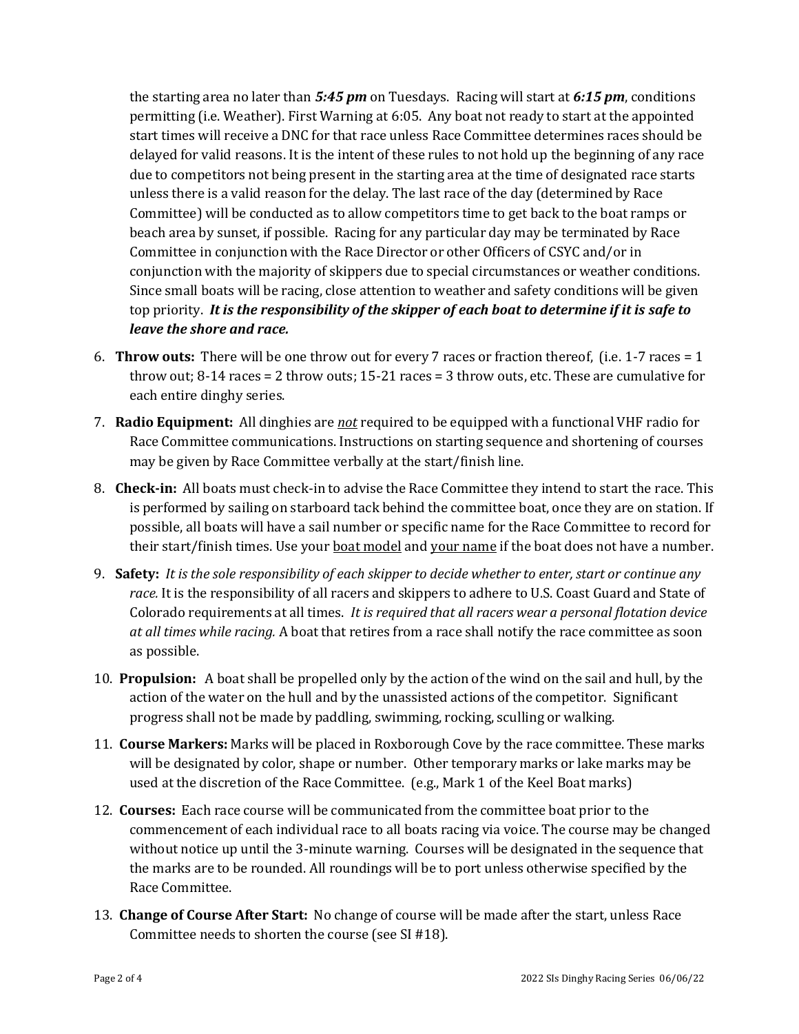the starting area no later than ***5:45 pm*** on Tuesdays. Racing will start at ***6:15 pm***, conditions permitting (i.e. Weather). First Warning at 6:05. Any boat not ready to start at the appointed start times will receive a DNC for that race unless Race Committee determines races should be delayed for valid reasons. It is the intent of these rules to not hold up the beginning of any race due to competitors not being present in the starting area at the time of designated race starts unless there is a valid reason for the delay. The last race of the day (determined by Race Committee) will be conducted as to allow competitors time to get back to the boat ramps or beach area by sunset, if possible. Racing for any particular day may be terminated by Race Committee in conjunction with the Race Director or other Officers of CSYC and/or in conjunction with the majority of skippers due to special circumstances or weather conditions. Since small boats will be racing, close attention to weather and safety conditions will be given top priority. ***It is the responsibility of the skipper of each boat to determine if it is safe to leave the shore and race.***

6. **Throw outs:** There will be one throw out for every 7 races or fraction thereof, (i.e. 1-7 races = 1 throw out; 8-14 races = 2 throw outs; 15-21 races = 3 throw outs, etc. These are cumulative for each entire dinghy series.
7. **Radio Equipment:** All dinghies are <u>*not*</u> required to be equipped with a functional VHF radio for Race Committee communications. Instructions on starting sequence and shortening of courses may be given by Race Committee verbally at the start/finish line.
8. **Check-in:** All boats must check-in to advise the Race Committee they intend to start the race. This is performed by sailing on starboard tack behind the committee boat, once they are on station. If possible, all boats will have a sail number or specific name for the Race Committee to record for their start/finish times. Use your <u>boat model</u> and <u>your name</u> if the boat does not have a number.
9. **Safety:** *It is the sole responsibility of each skipper to decide whether to enter, start or continue any race.* It is the responsibility of all racers and skippers to adhere to U.S. Coast Guard and State of Colorado requirements at all times. *It is required that all racers wear a personal flotation device at all times while racing.* A boat that retires from a race shall notify the race committee as soon as possible.
10. **Propulsion:** A boat shall be propelled only by the action of the wind on the sail and hull, by the action of the water on the hull and by the unassisted actions of the competitor. Significant progress shall not be made by paddling, swimming, rocking, sculling or walking.
11. **Course Markers:** Marks will be placed in Roxborough Cove by the race committee. These marks will be designated by color, shape or number. Other temporary marks or lake marks may be used at the discretion of the Race Committee. (e.g., Mark 1 of the Keel Boat marks)
12. **Courses:** Each race course will be communicated from the committee boat prior to the commencement of each individual race to all boats racing via voice. The course may be changed without notice up until the 3-minute warning. Courses will be designated in the sequence that the marks are to be rounded. All roundings will be to port unless otherwise specified by the Race Committee.
13. **Change of Course After Start:** No change of course will be made after the start, unless Race Committee needs to shorten the course (see SI #18).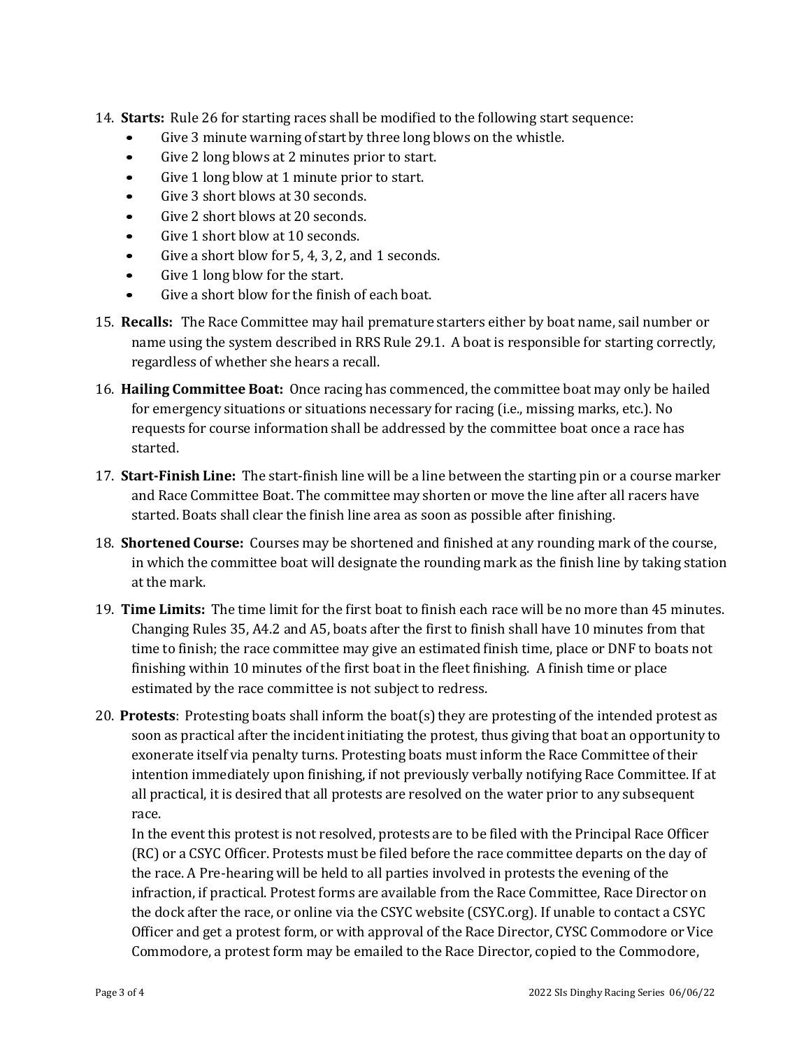14. **Starts:** Rule 26 for starting races shall be modified to the following start sequence:
    - Give 3 minute warning of start by three long blows on the whistle.
    - Give 2 long blows at 2 minutes prior to start.
    - Give 1 long blow at 1 minute prior to start.
    - Give 3 short blows at 30 seconds.
    - Give 2 short blows at 20 seconds.
    - Give 1 short blow at 10 seconds.
    - Give a short blow for 5, 4, 3, 2, and 1 seconds.
    - Give 1 long blow for the start.
    - Give a short blow for the finish of each boat.
15. **Recalls:** The Race Committee may hail premature starters either by boat name, sail number or name using the system described in RRS Rule 29.1. A boat is responsible for starting correctly, regardless of whether she hears a recall.
16. **Hailing Committee Boat:** Once racing has commenced, the committee boat may only be hailed for emergency situations or situations necessary for racing (i.e., missing marks, etc.). No requests for course information shall be addressed by the committee boat once a race has started.
17. **Start-Finish Line:** The start-finish line will be a line between the starting pin or a course marker and Race Committee Boat. The committee may shorten or move the line after all racers have started. Boats shall clear the finish line area as soon as possible after finishing.
18. **Shortened Course:** Courses may be shortened and finished at any rounding mark of the course, in which the committee boat will designate the rounding mark as the finish line by taking station at the mark.
19. **Time Limits:** The time limit for the first boat to finish each race will be no more than 45 minutes. Changing Rules 35, A4.2 and A5, boats after the first to finish shall have 10 minutes from that time to finish; the race committee may give an estimated finish time, place or DNF to boats not finishing within 10 minutes of the first boat in the fleet finishing. A finish time or place estimated by the race committee is not subject to redress.
20. **Protests**: Protesting boats shall inform the boat(s) they are protesting of the intended protest as soon as practical after the incident initiating the protest, thus giving that boat an opportunity to exonerate itself via penalty turns. Protesting boats must inform the Race Committee of their intention immediately upon finishing, if not previously verbally notifying Race Committee. If at all practical, it is desired that all protests are resolved on the water prior to any subsequent race.

    In the event this protest is not resolved, protests are to be filed with the Principal Race Officer (RC) or a CSYC Officer. Protests must be filed before the race committee departs on the day of the race. A Pre-hearing will be held to all parties involved in protests the evening of the infraction, if practical. Protest forms are available from the Race Committee, Race Director on the dock after the race, or online via the CSYC website (CSYC.org). If unable to contact a CSYC Officer and get a protest form, or with approval of the Race Director, CYSC Commodore or Vice Commodore, a protest form may be emailed to the Race Director, copied to the Commodore,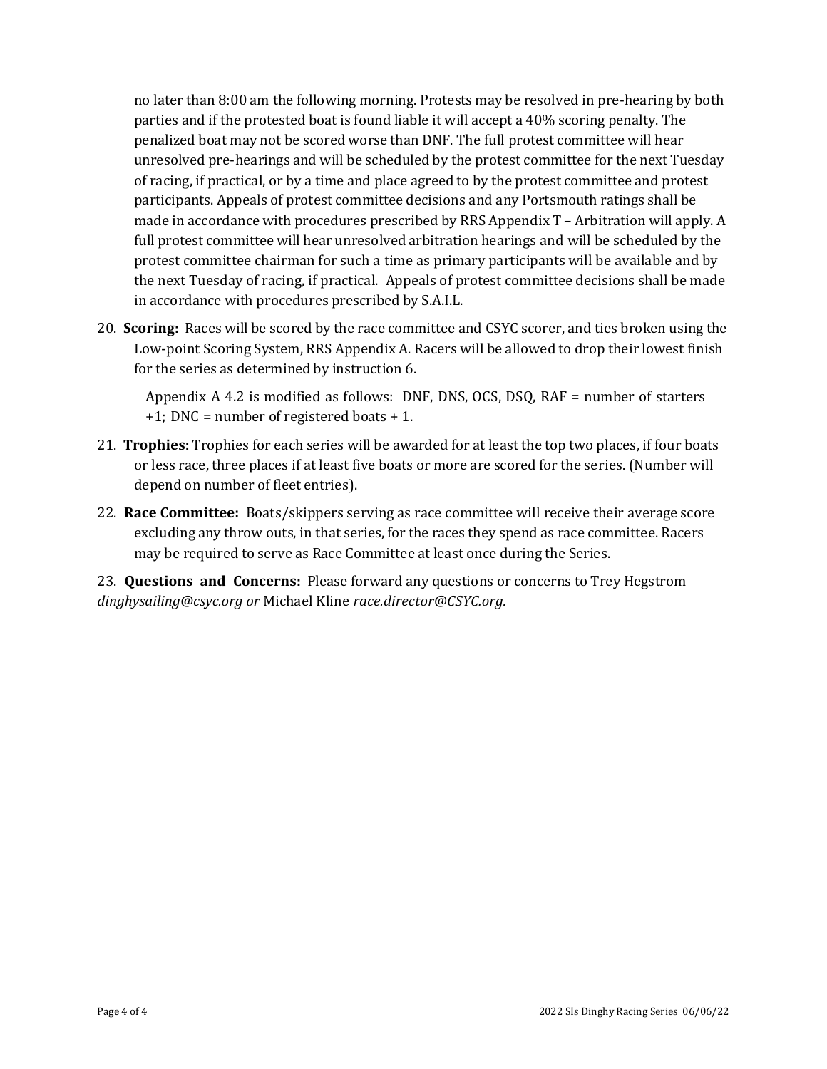no later than 8:00 am the following morning. Protests may be resolved in pre-hearing by both parties and if the protested boat is found liable it will accept a 40% scoring penalty. The penalized boat may not be scored worse than DNF. The full protest committee will hear unresolved pre-hearings and will be scheduled by the protest committee for the next Tuesday of racing, if practical, or by a time and place agreed to by the protest committee and protest participants. Appeals of protest committee decisions and any Portsmouth ratings shall be made in accordance with procedures prescribed by RRS Appendix T – Arbitration will apply. A full protest committee will hear unresolved arbitration hearings and will be scheduled by the protest committee chairman for such a time as primary participants will be available and by the next Tuesday of racing, if practical. Appeals of protest committee decisions shall be made in accordance with procedures prescribed by S.A.I.L.

20. **Scoring:** Races will be scored by the race committee and CSYC scorer, and ties broken using the Low-point Scoring System, RRS Appendix A. Racers will be allowed to drop their lowest finish for the series as determined by instruction 6.

    Appendix A 4.2 is modified as follows: DNF, DNS, OCS, DSQ, RAF = number of starters +1; DNC = number of registered boats + 1.

21. **Trophies:** Trophies for each series will be awarded for at least the top two places, if four boats or less race, three places if at least five boats or more are scored for the series. (Number will depend on number of fleet entries).

22. **Race Committee:** Boats/skippers serving as race committee will receive their average score excluding any throw outs, in that series, for the races they spend as race committee. Racers may be required to serve as Race Committee at least once during the Series.

23. **Questions and Concerns:** Please forward any questions or concerns to Trey Hegstrom *dinghysailing@csyc.org or* Michael Kline *race.director@CSYC.org.*